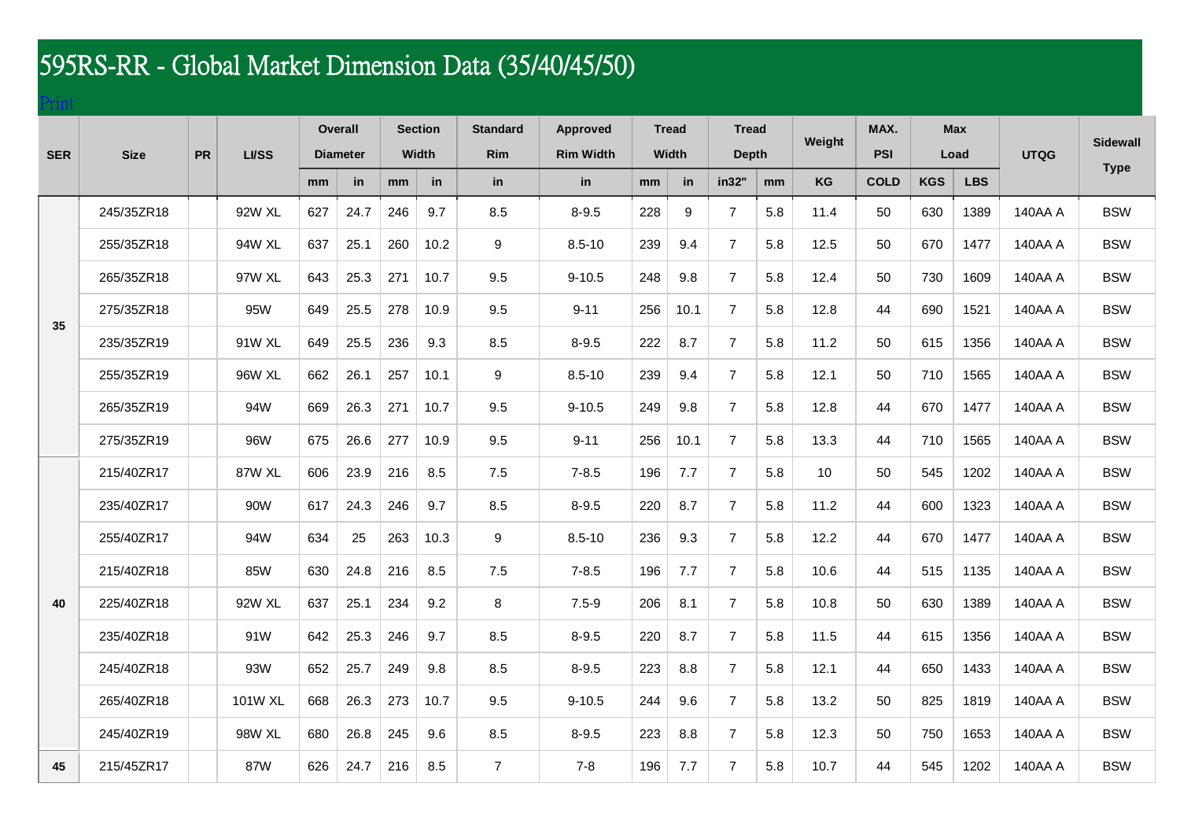# 595RS-RR - Global Market Dimension Data (35/40/45/50)

Print

| SER | Size | PR | LI/SS | Overall Diameter | | Section Width | | Standard Rim | Approved Rim Width | Tread Width | | Tread Depth | | Weight | MAX. PSI | Max Load | | UTQG | Sidewall Type |
|---|---|---|---|---|---|---|---|---|---|---|---|---|---|---|---|---|---|---|---|
| | | | | mm | in | mm | in | in | in | mm | in | in32" | mm | KG | COLD | KGS | LBS | | |
| 35 | 245/35ZR18 | | 92W XL | 627 | 24.7 | 246 | 9.7 | 8.5 | 8-9.5 | 228 | 9 | 7 | 5.8 | 11.4 | 50 | 630 | 1389 | 140AA A | BSW |
| | 255/35ZR18 | | 94W XL | 637 | 25.1 | 260 | 10.2 | 9 | 8.5-10 | 239 | 9.4 | 7 | 5.8 | 12.5 | 50 | 670 | 1477 | 140AA A | BSW |
| | 265/35ZR18 | | 97W XL | 643 | 25.3 | 271 | 10.7 | 9.5 | 9-10.5 | 248 | 9.8 | 7 | 5.8 | 12.4 | 50 | 730 | 1609 | 140AA A | BSW |
| | 275/35ZR18 | | 95W | 649 | 25.5 | 278 | 10.9 | 9.5 | 9-11 | 256 | 10.1 | 7 | 5.8 | 12.8 | 44 | 690 | 1521 | 140AA A | BSW |
| | 235/35ZR19 | | 91W XL | 649 | 25.5 | 236 | 9.3 | 8.5 | 8-9.5 | 222 | 8.7 | 7 | 5.8 | 11.2 | 50 | 615 | 1356 | 140AA A | BSW |
| | 255/35ZR19 | | 96W XL | 662 | 26.1 | 257 | 10.1 | 9 | 8.5-10 | 239 | 9.4 | 7 | 5.8 | 12.1 | 50 | 710 | 1565 | 140AA A | BSW |
| | 265/35ZR19 | | 94W | 669 | 26.3 | 271 | 10.7 | 9.5 | 9-10.5 | 249 | 9.8 | 7 | 5.8 | 12.8 | 44 | 670 | 1477 | 140AA A | BSW |
| | 275/35ZR19 | | 96W | 675 | 26.6 | 277 | 10.9 | 9.5 | 9-11 | 256 | 10.1 | 7 | 5.8 | 13.3 | 44 | 710 | 1565 | 140AA A | BSW |
| 40 | 215/40ZR17 | | 87W XL | 606 | 23.9 | 216 | 8.5 | 7.5 | 7-8.5 | 196 | 7.7 | 7 | 5.8 | 10 | 50 | 545 | 1202 | 140AA A | BSW |
| | 235/40ZR17 | | 90W | 617 | 24.3 | 246 | 9.7 | 8.5 | 8-9.5 | 220 | 8.7 | 7 | 5.8 | 11.2 | 44 | 600 | 1323 | 140AA A | BSW |
| | 255/40ZR17 | | 94W | 634 | 25 | 263 | 10.3 | 9 | 8.5-10 | 236 | 9.3 | 7 | 5.8 | 12.2 | 44 | 670 | 1477 | 140AA A | BSW |
| | 215/40ZR18 | | 85W | 630 | 24.8 | 216 | 8.5 | 7.5 | 7-8.5 | 196 | 7.7 | 7 | 5.8 | 10.6 | 44 | 515 | 1135 | 140AA A | BSW |
| | 225/40ZR18 | | 92W XL | 637 | 25.1 | 234 | 9.2 | 8 | 7.5-9 | 206 | 8.1 | 7 | 5.8 | 10.8 | 50 | 630 | 1389 | 140AA A | BSW |
| | 235/40ZR18 | | 91W | 642 | 25.3 | 246 | 9.7 | 8.5 | 8-9.5 | 220 | 8.7 | 7 | 5.8 | 11.5 | 44 | 615 | 1356 | 140AA A | BSW |
| | 245/40ZR18 | | 93W | 652 | 25.7 | 249 | 9.8 | 8.5 | 8-9.5 | 223 | 8.8 | 7 | 5.8 | 12.1 | 44 | 650 | 1433 | 140AA A | BSW |
| | 265/40ZR18 | | 101W XL | 668 | 26.3 | 273 | 10.7 | 9.5 | 9-10.5 | 244 | 9.6 | 7 | 5.8 | 13.2 | 50 | 825 | 1819 | 140AA A | BSW |
| | 245/40ZR19 | | 98W XL | 680 | 26.8 | 245 | 9.6 | 8.5 | 8-9.5 | 223 | 8.8 | 7 | 5.8 | 12.3 | 50 | 750 | 1653 | 140AA A | BSW |
| 45 | 215/45ZR17 | | 87W | 626 | 24.7 | 216 | 8.5 | 7 | 7-8 | 196 | 7.7 | 7 | 5.8 | 10.7 | 44 | 545 | 1202 | 140AA A | BSW |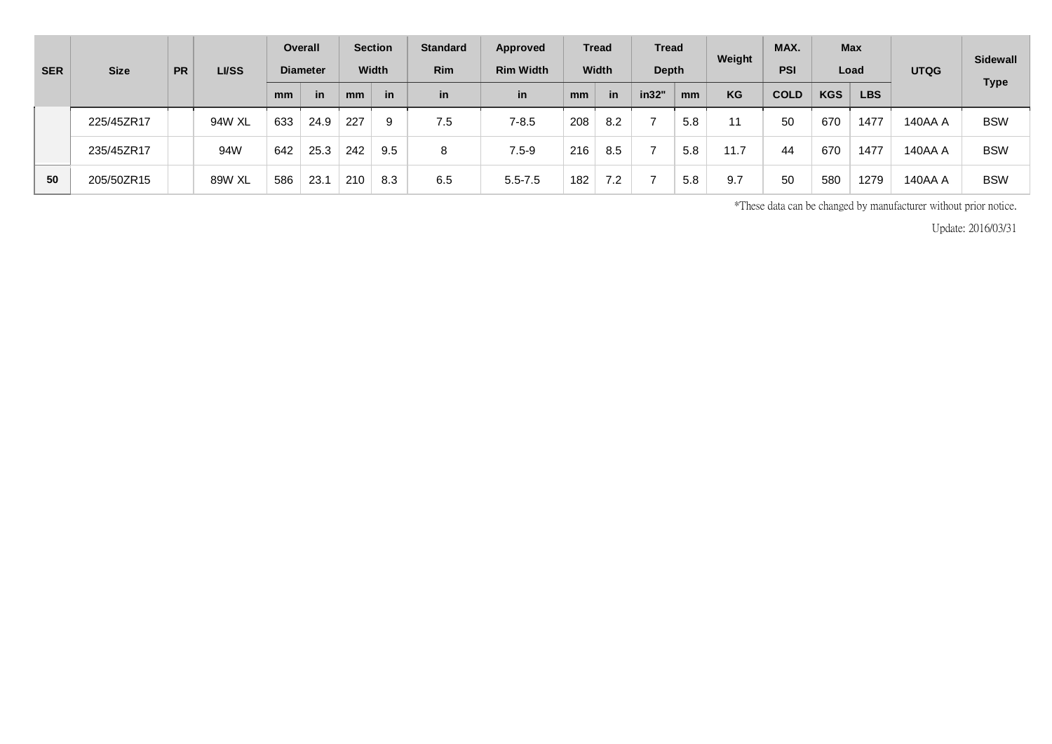| SER | Size | PR | LI/SS | Overall Diameter | | Section Width | | Standard Rim | Approved Rim Width | Tread Width | | Tread Depth | | Weight | MAX. PSI | Max Load | | UTQG | Sidewall Type |
|---|---|---|---|---|---|---|---|---|---|---|---|---|---|---|---|---|---|---|---|
| | | | | mm | in | mm | in | in | in | mm | in | in32" | mm | KG | COLD | KGS | LBS | | |
| | 225/45ZR17 | | 94W XL | 633 | 24.9 | 227 | 9 | 7.5 | 7-8.5 | 208 | 8.2 | 7 | 5.8 | 11 | 50 | 670 | 1477 | 140AA A | BSW |
| | 235/45ZR17 | | 94W | 642 | 25.3 | 242 | 9.5 | 8 | 7.5-9 | 216 | 8.5 | 7 | 5.8 | 11.7 | 44 | 670 | 1477 | 140AA A | BSW |
| 50 | 205/50ZR15 | | 89W XL | 586 | 23.1 | 210 | 8.3 | 6.5 | 5.5-7.5 | 182 | 7.2 | 7 | 5.8 | 9.7 | 50 | 580 | 1279 | 140AA A | BSW |

*These data can be changed by manufacturer without prior notice.

Update: 2016/03/31